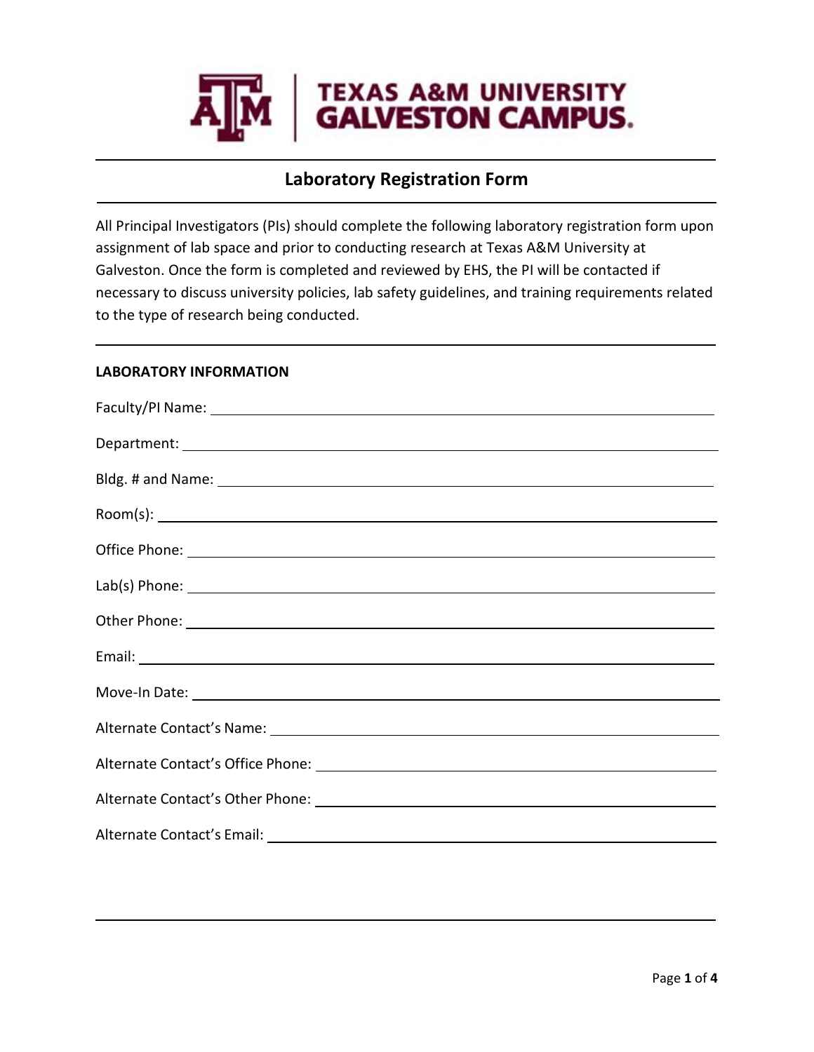TEXAS A&M UNIVERSITY
GALVESTON CAMPUS.

# Laboratory Registration Form

All Principal Investigators (PIs) should complete the following laboratory registration form upon assignment of lab space and prior to conducting research at Texas A&M University at Galveston. Once the form is completed and reviewed by EHS, the PI will be contacted if necessary to discuss university policies, lab safety guidelines, and training requirements related to the type of research being conducted.

## LABORATORY INFORMATION

Faculty/PI Name: ______________________________

Department: ______________________________

Bldg. # and Name: ______________________________

Room(s): ______________________________

Office Phone: ______________________________

Lab(s) Phone: ______________________________

Other Phone: ______________________________

Email: ______________________________

Move-In Date: ______________________________

Alternate Contact's Name: ______________________________

Alternate Contact's Office Phone: ______________________________

Alternate Contact's Other Phone: ______________________________

Alternate Contact's Email: ______________________________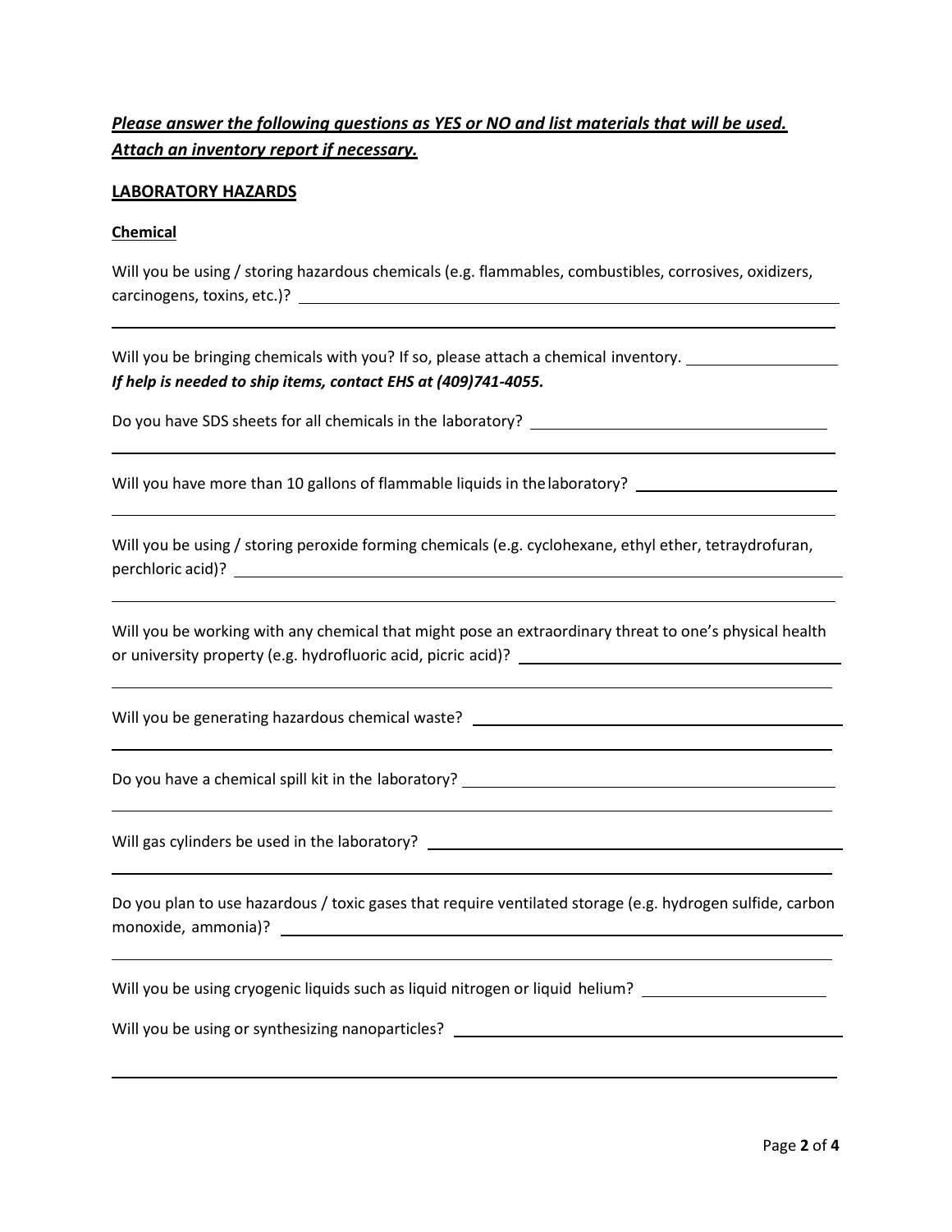***<u>Please answer the following questions as YES or NO and list materials that will be used. Attach an inventory report if necessary.</u>***

## <u>LABORATORY HAZARDS</u>

### <u>Chemical</u>

Will you be using / storing hazardous chemicals (e.g. flammables, combustibles, corrosives, oxidizers, carcinogens, toxins, etc.)? ______________________________

______________________________

Will you be bringing chemicals with you? If so, please attach a chemical inventory. ______________

***If help is needed to ship items, contact EHS at (409)741-4055.***

Do you have SDS sheets for all chemicals in the laboratory? ______________________________

______________________________

Will you have more than 10 gallons of flammable liquids in the laboratory? ______________

______________________________

Will you be using / storing peroxide forming chemicals (e.g. cyclohexane, ethyl ether, tetraydrofuran, perchloric acid)? ______________________________

______________________________

Will you be working with any chemical that might pose an extraordinary threat to one's physical health or university property (e.g. hydrofluoric acid, picric acid)? ______________________________

______________________________

Will you be generating hazardous chemical waste? ______________________________

______________________________

Do you have a chemical spill kit in the laboratory? ______________________________

______________________________

Will gas cylinders be used in the laboratory? ______________________________

______________________________

Do you plan to use hazardous / toxic gases that require ventilated storage (e.g. hydrogen sulfide, carbon monoxide, ammonia)? ______________________________

______________________________

Will you be using cryogenic liquids such as liquid nitrogen or liquid helium? ______________

Will you be using or synthesizing nanoparticles? ______________________________

______________________________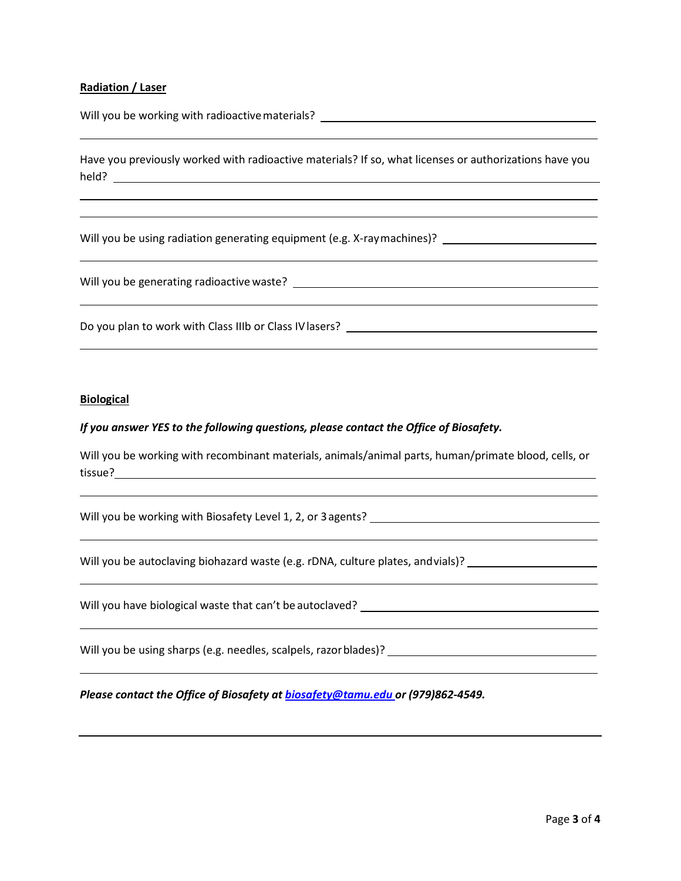**Radiation / Laser**

Will you be working with radioactive materials?

Have you previously worked with radioactive materials? If so, what licenses or authorizations have you held?

Will you be using radiation generating equipment (e.g. X-ray machines)?

Will you be generating radioactive waste?

Do you plan to work with Class IIIb or Class IV lasers?

**Biological**

***If you answer YES to the following questions, please contact the Office of Biosafety.***

Will you be working with recombinant materials, animals/animal parts, human/primate blood, cells, or tissue?

Will you be working with Biosafety Level 1, 2, or 3 agents?

Will you be autoclaving biohazard waste (e.g. rDNA, culture plates, and vials)?

Will you have biological waste that can't be autoclaved?

Will you be using sharps (e.g. needles, scalpels, razor blades)?

***Please contact the Office of Biosafety at [biosafety@tamu.edu](mailto:biosafety@tamu.edu) or (979)862-4549.***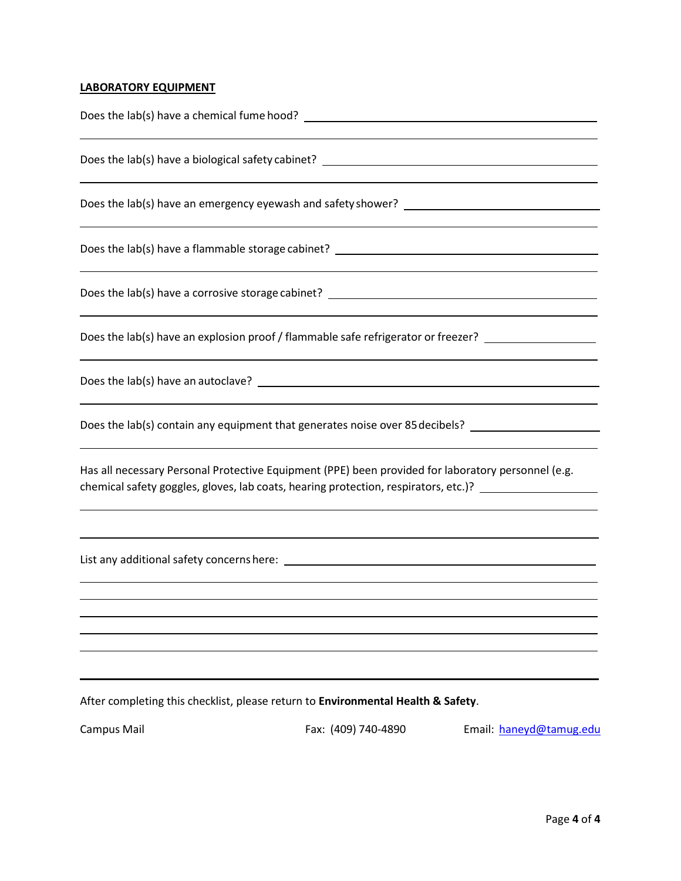**LABORATORY EQUIPMENT**

Does the lab(s) have a chemical fume hood? ______________________________

Does the lab(s) have a biological safety cabinet? ______________________________

Does the lab(s) have an emergency eyewash and safety shower? ______________________________

Does the lab(s) have a flammable storage cabinet? ______________________________

Does the lab(s) have a corrosive storage cabinet? ______________________________

Does the lab(s) have an explosion proof / flammable safe refrigerator or freezer? ______________________________

Does the lab(s) have an autoclave? ______________________________

Does the lab(s) contain any equipment that generates noise over 85 decibels? ______________________________

Has all necessary Personal Protective Equipment (PPE) been provided for laboratory personnel (e.g. chemical safety goggles, gloves, lab coats, hearing protection, respirators, etc.)? ______________________________

List any additional safety concerns here: ______________________________

After completing this checklist, please return to **Environmental Health & Safety**.

Campus Mail

Fax: (409) 740-4890

Email: haneyd@tamug.edu